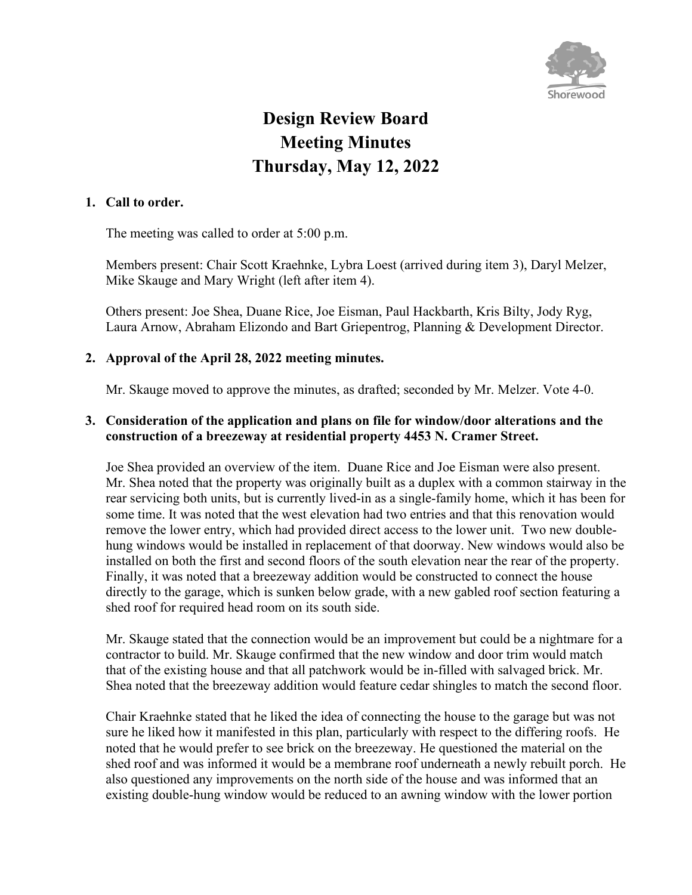# Design Review Board Meeting Minutes Thursday, May 12, 2022

**1. Call to order.**

The meeting was called to order at 5:00 p.m.

Members present: Chair Scott Kraehnke, Lybra Loest (arrived during item 3), Daryl Melzer, Mike Skauge and Mary Wright (left after item 4).

Others present: Joe Shea, Duane Rice, Joe Eisman, Paul Hackbarth, Kris Bilty, Jody Ryg, Laura Arnow, Abraham Elizondo and Bart Griepentrog, Planning & Development Director.

**2. Approval of the April 28, 2022 meeting minutes.**

Mr. Skauge moved to approve the minutes, as drafted; seconded by Mr. Melzer. Vote 4-0.

**3. Consideration of the application and plans on file for window/door alterations and the construction of a breezeway at residential property 4453 N. Cramer Street.**

Joe Shea provided an overview of the item. Duane Rice and Joe Eisman were also present. Mr. Shea noted that the property was originally built as a duplex with a common stairway in the rear servicing both units, but is currently lived-in as a single-family home, which it has been for some time. It was noted that the west elevation had two entries and that this renovation would remove the lower entry, which had provided direct access to the lower unit. Two new double-hung windows would be installed in replacement of that doorway. New windows would also be installed on both the first and second floors of the south elevation near the rear of the property. Finally, it was noted that a breezeway addition would be constructed to connect the house directly to the garage, which is sunken below grade, with a new gabled roof section featuring a shed roof for required head room on its south side.

Mr. Skauge stated that the connection would be an improvement but could be a nightmare for a contractor to build. Mr. Skauge confirmed that the new window and door trim would match that of the existing house and that all patchwork would be in-filled with salvaged brick. Mr. Shea noted that the breezeway addition would feature cedar shingles to match the second floor.

Chair Kraehnke stated that he liked the idea of connecting the house to the garage but was not sure he liked how it manifested in this plan, particularly with respect to the differing roofs. He noted that he would prefer to see brick on the breezeway. He questioned the material on the shed roof and was informed it would be a membrane roof underneath a newly rebuilt porch. He also questioned any improvements on the north side of the house and was informed that an existing double-hung window would be reduced to an awning window with the lower portion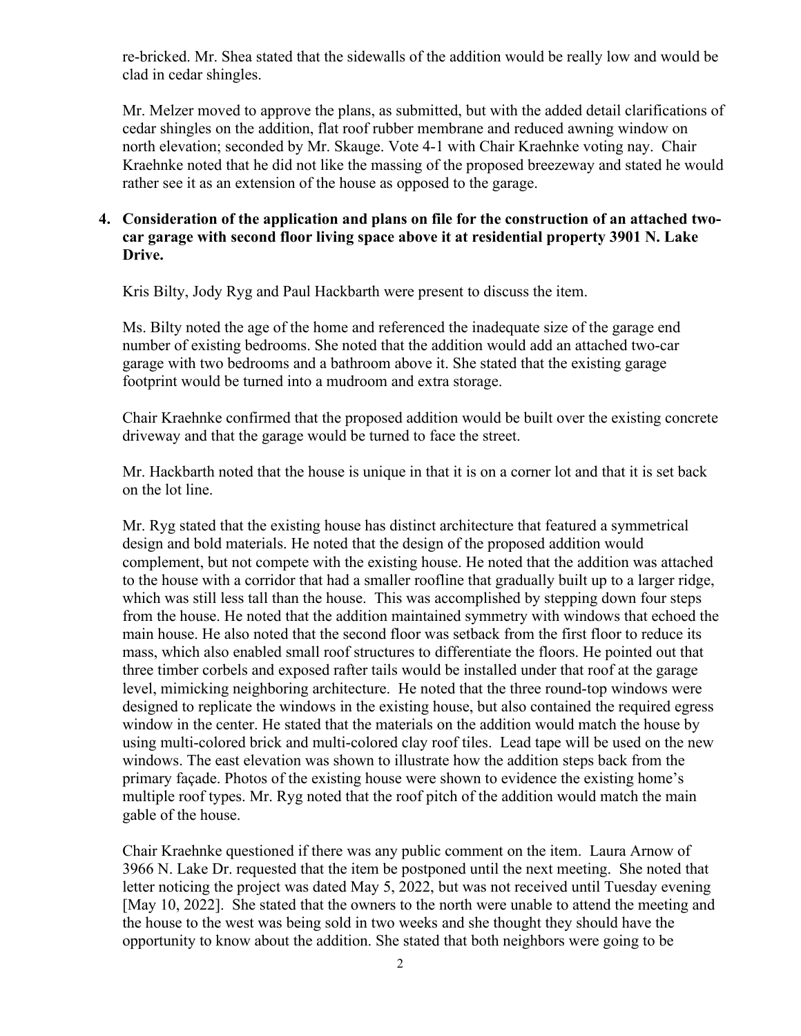re-bricked. Mr. Shea stated that the sidewalls of the addition would be really low and would be clad in cedar shingles.

Mr. Melzer moved to approve the plans, as submitted, but with the added detail clarifications of cedar shingles on the addition, flat roof rubber membrane and reduced awning window on north elevation; seconded by Mr. Skauge. Vote 4-1 with Chair Kraehnke voting nay. Chair Kraehnke noted that he did not like the massing of the proposed breezeway and stated he would rather see it as an extension of the house as opposed to the garage.

**4. Consideration of the application and plans on file for the construction of an attached two-car garage with second floor living space above it at residential property 3901 N. Lake Drive.**

Kris Bilty, Jody Ryg and Paul Hackbarth were present to discuss the item.

Ms. Bilty noted the age of the home and referenced the inadequate size of the garage end number of existing bedrooms. She noted that the addition would add an attached two-car garage with two bedrooms and a bathroom above it. She stated that the existing garage footprint would be turned into a mudroom and extra storage.

Chair Kraehnke confirmed that the proposed addition would be built over the existing concrete driveway and that the garage would be turned to face the street.

Mr. Hackbarth noted that the house is unique in that it is on a corner lot and that it is set back on the lot line.

Mr. Ryg stated that the existing house has distinct architecture that featured a symmetrical design and bold materials. He noted that the design of the proposed addition would complement, but not compete with the existing house. He noted that the addition was attached to the house with a corridor that had a smaller roofline that gradually built up to a larger ridge, which was still less tall than the house. This was accomplished by stepping down four steps from the house. He noted that the addition maintained symmetry with windows that echoed the main house. He also noted that the second floor was setback from the first floor to reduce its mass, which also enabled small roof structures to differentiate the floors. He pointed out that three timber corbels and exposed rafter tails would be installed under that roof at the garage level, mimicking neighboring architecture. He noted that the three round-top windows were designed to replicate the windows in the existing house, but also contained the required egress window in the center. He stated that the materials on the addition would match the house by using multi-colored brick and multi-colored clay roof tiles. Lead tape will be used on the new windows. The east elevation was shown to illustrate how the addition steps back from the primary façade. Photos of the existing house were shown to evidence the existing home's multiple roof types. Mr. Ryg noted that the roof pitch of the addition would match the main gable of the house.

Chair Kraehnke questioned if there was any public comment on the item. Laura Arnow of 3966 N. Lake Dr. requested that the item be postponed until the next meeting. She noted that letter noticing the project was dated May 5, 2022, but was not received until Tuesday evening [May 10, 2022]. She stated that the owners to the north were unable to attend the meeting and the house to the west was being sold in two weeks and she thought they should have the opportunity to know about the addition. She stated that both neighbors were going to be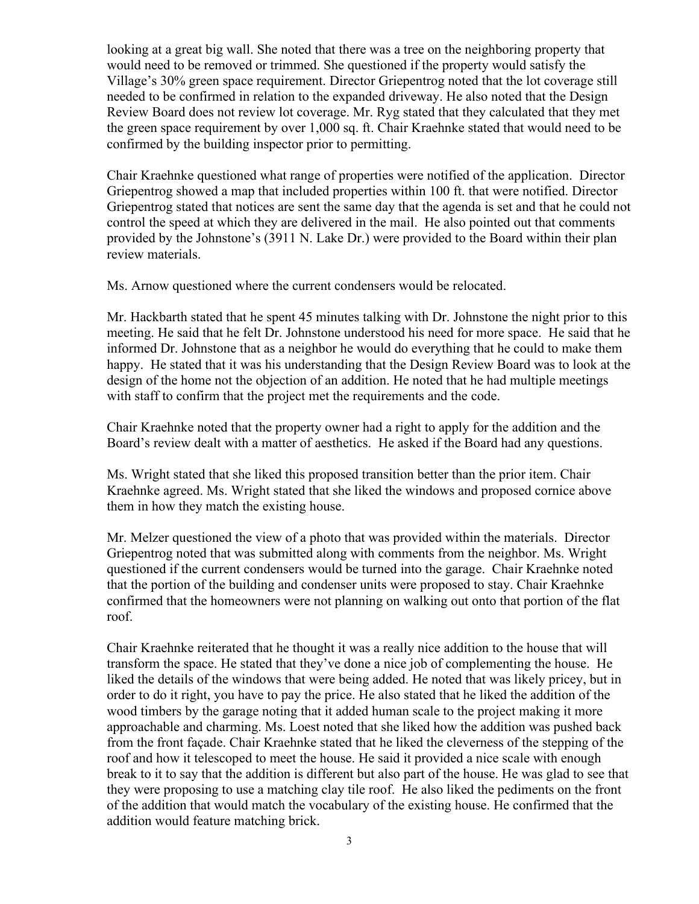looking at a great big wall. She noted that there was a tree on the neighboring property that would need to be removed or trimmed. She questioned if the property would satisfy the Village's 30% green space requirement. Director Griepentrog noted that the lot coverage still needed to be confirmed in relation to the expanded driveway. He also noted that the Design Review Board does not review lot coverage. Mr. Ryg stated that they calculated that they met the green space requirement by over 1,000 sq. ft. Chair Kraehnke stated that would need to be confirmed by the building inspector prior to permitting.

Chair Kraehnke questioned what range of properties were notified of the application. Director Griepentrog showed a map that included properties within 100 ft. that were notified. Director Griepentrog stated that notices are sent the same day that the agenda is set and that he could not control the speed at which they are delivered in the mail. He also pointed out that comments provided by the Johnstone's (3911 N. Lake Dr.) were provided to the Board within their plan review materials.

Ms. Arnow questioned where the current condensers would be relocated.

Mr. Hackbarth stated that he spent 45 minutes talking with Dr. Johnstone the night prior to this meeting. He said that he felt Dr. Johnstone understood his need for more space. He said that he informed Dr. Johnstone that as a neighbor he would do everything that he could to make them happy. He stated that it was his understanding that the Design Review Board was to look at the design of the home not the objection of an addition. He noted that he had multiple meetings with staff to confirm that the project met the requirements and the code.

Chair Kraehnke noted that the property owner had a right to apply for the addition and the Board's review dealt with a matter of aesthetics. He asked if the Board had any questions.

Ms. Wright stated that she liked this proposed transition better than the prior item. Chair Kraehnke agreed. Ms. Wright stated that she liked the windows and proposed cornice above them in how they match the existing house.

Mr. Melzer questioned the view of a photo that was provided within the materials. Director Griepentrog noted that was submitted along with comments from the neighbor. Ms. Wright questioned if the current condensers would be turned into the garage. Chair Kraehnke noted that the portion of the building and condenser units were proposed to stay. Chair Kraehnke confirmed that the homeowners were not planning on walking out onto that portion of the flat roof.

Chair Kraehnke reiterated that he thought it was a really nice addition to the house that will transform the space. He stated that they've done a nice job of complementing the house. He liked the details of the windows that were being added. He noted that was likely pricey, but in order to do it right, you have to pay the price. He also stated that he liked the addition of the wood timbers by the garage noting that it added human scale to the project making it more approachable and charming. Ms. Loest noted that she liked how the addition was pushed back from the front façade. Chair Kraehnke stated that he liked the cleverness of the stepping of the roof and how it telescoped to meet the house. He said it provided a nice scale with enough break to it to say that the addition is different but also part of the house. He was glad to see that they were proposing to use a matching clay tile roof. He also liked the pediments on the front of the addition that would match the vocabulary of the existing house. He confirmed that the addition would feature matching brick.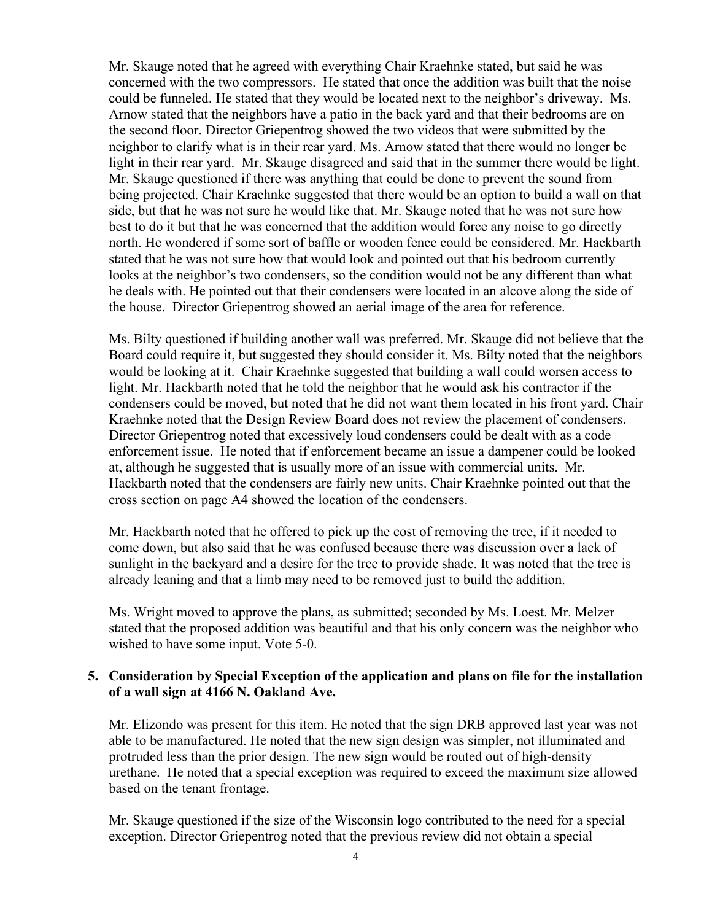Mr. Skauge noted that he agreed with everything Chair Kraehnke stated, but said he was concerned with the two compressors. He stated that once the addition was built that the noise could be funneled. He stated that they would be located next to the neighbor's driveway. Ms. Arnow stated that the neighbors have a patio in the back yard and that their bedrooms are on the second floor. Director Griepentrog showed the two videos that were submitted by the neighbor to clarify what is in their rear yard. Ms. Arnow stated that there would no longer be light in their rear yard. Mr. Skauge disagreed and said that in the summer there would be light. Mr. Skauge questioned if there was anything that could be done to prevent the sound from being projected. Chair Kraehnke suggested that there would be an option to build a wall on that side, but that he was not sure he would like that. Mr. Skauge noted that he was not sure how best to do it but that he was concerned that the addition would force any noise to go directly north. He wondered if some sort of baffle or wooden fence could be considered. Mr. Hackbarth stated that he was not sure how that would look and pointed out that his bedroom currently looks at the neighbor's two condensers, so the condition would not be any different than what he deals with. He pointed out that their condensers were located in an alcove along the side of the house. Director Griepentrog showed an aerial image of the area for reference.

Ms. Bilty questioned if building another wall was preferred. Mr. Skauge did not believe that the Board could require it, but suggested they should consider it. Ms. Bilty noted that the neighbors would be looking at it. Chair Kraehnke suggested that building a wall could worsen access to light. Mr. Hackbarth noted that he told the neighbor that he would ask his contractor if the condensers could be moved, but noted that he did not want them located in his front yard. Chair Kraehnke noted that the Design Review Board does not review the placement of condensers. Director Griepentrog noted that excessively loud condensers could be dealt with as a code enforcement issue. He noted that if enforcement became an issue a dampener could be looked at, although he suggested that is usually more of an issue with commercial units. Mr. Hackbarth noted that the condensers are fairly new units. Chair Kraehnke pointed out that the cross section on page A4 showed the location of the condensers.

Mr. Hackbarth noted that he offered to pick up the cost of removing the tree, if it needed to come down, but also said that he was confused because there was discussion over a lack of sunlight in the backyard and a desire for the tree to provide shade. It was noted that the tree is already leaning and that a limb may need to be removed just to build the addition.

Ms. Wright moved to approve the plans, as submitted; seconded by Ms. Loest. Mr. Melzer stated that the proposed addition was beautiful and that his only concern was the neighbor who wished to have some input. Vote 5-0.

**5. Consideration by Special Exception of the application and plans on file for the installation of a wall sign at 4166 N. Oakland Ave.**

Mr. Elizondo was present for this item. He noted that the sign DRB approved last year was not able to be manufactured. He noted that the new sign design was simpler, not illuminated and protruded less than the prior design. The new sign would be routed out of high-density urethane. He noted that a special exception was required to exceed the maximum size allowed based on the tenant frontage.

Mr. Skauge questioned if the size of the Wisconsin logo contributed to the need for a special exception. Director Griepentrog noted that the previous review did not obtain a special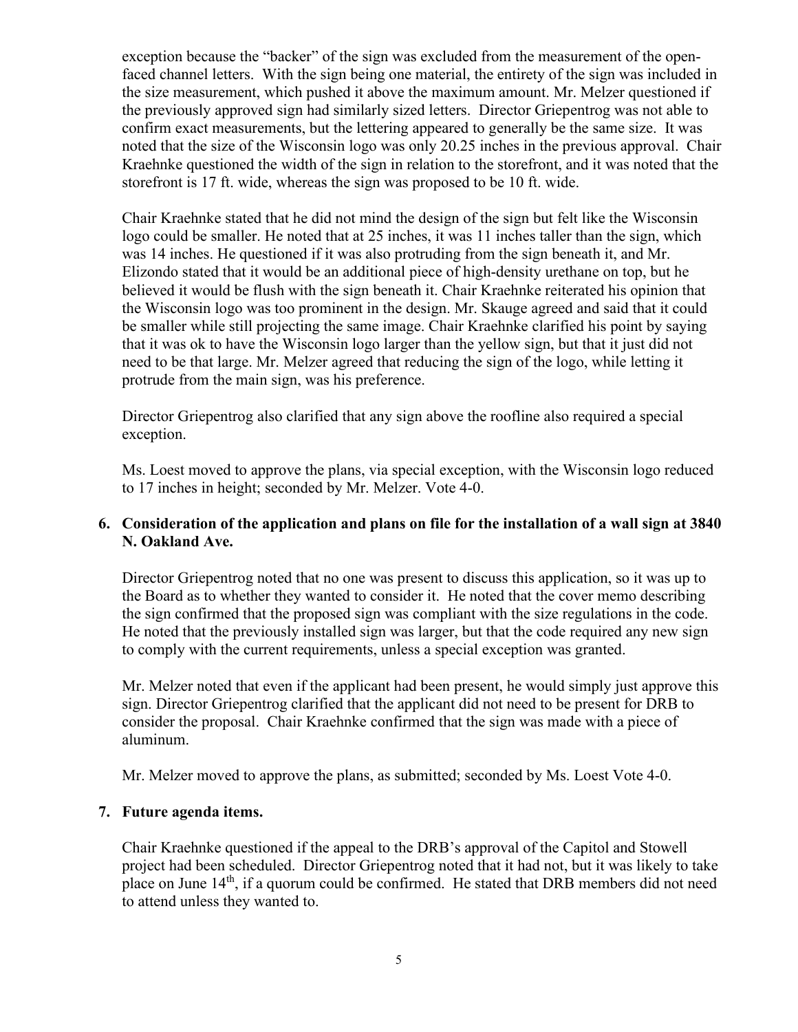exception because the "backer" of the sign was excluded from the measurement of the open-faced channel letters. With the sign being one material, the entirety of the sign was included in the size measurement, which pushed it above the maximum amount. Mr. Melzer questioned if the previously approved sign had similarly sized letters. Director Griepentrog was not able to confirm exact measurements, but the lettering appeared to generally be the same size. It was noted that the size of the Wisconsin logo was only 20.25 inches in the previous approval. Chair Kraehnke questioned the width of the sign in relation to the storefront, and it was noted that the storefront is 17 ft. wide, whereas the sign was proposed to be 10 ft. wide.

Chair Kraehnke stated that he did not mind the design of the sign but felt like the Wisconsin logo could be smaller. He noted that at 25 inches, it was 11 inches taller than the sign, which was 14 inches. He questioned if it was also protruding from the sign beneath it, and Mr. Elizondo stated that it would be an additional piece of high-density urethane on top, but he believed it would be flush with the sign beneath it. Chair Kraehnke reiterated his opinion that the Wisconsin logo was too prominent in the design. Mr. Skauge agreed and said that it could be smaller while still projecting the same image. Chair Kraehnke clarified his point by saying that it was ok to have the Wisconsin logo larger than the yellow sign, but that it just did not need to be that large. Mr. Melzer agreed that reducing the sign of the logo, while letting it protrude from the main sign, was his preference.

Director Griepentrog also clarified that any sign above the roofline also required a special exception.

Ms. Loest moved to approve the plans, via special exception, with the Wisconsin logo reduced to 17 inches in height; seconded by Mr. Melzer. Vote 4-0.

## 6. Consideration of the application and plans on file for the installation of a wall sign at 3840 N. Oakland Ave.

Director Griepentrog noted that no one was present to discuss this application, so it was up to the Board as to whether they wanted to consider it. He noted that the cover memo describing the sign confirmed that the proposed sign was compliant with the size regulations in the code. He noted that the previously installed sign was larger, but that the code required any new sign to comply with the current requirements, unless a special exception was granted.

Mr. Melzer noted that even if the applicant had been present, he would simply just approve this sign. Director Griepentrog clarified that the applicant did not need to be present for DRB to consider the proposal. Chair Kraehnke confirmed that the sign was made with a piece of aluminum.

Mr. Melzer moved to approve the plans, as submitted; seconded by Ms. Loest Vote 4-0.

## 7. Future agenda items.

Chair Kraehnke questioned if the appeal to the DRB's approval of the Capitol and Stowell project had been scheduled. Director Griepentrog noted that it had not, but it was likely to take place on June 14th, if a quorum could be confirmed. He stated that DRB members did not need to attend unless they wanted to.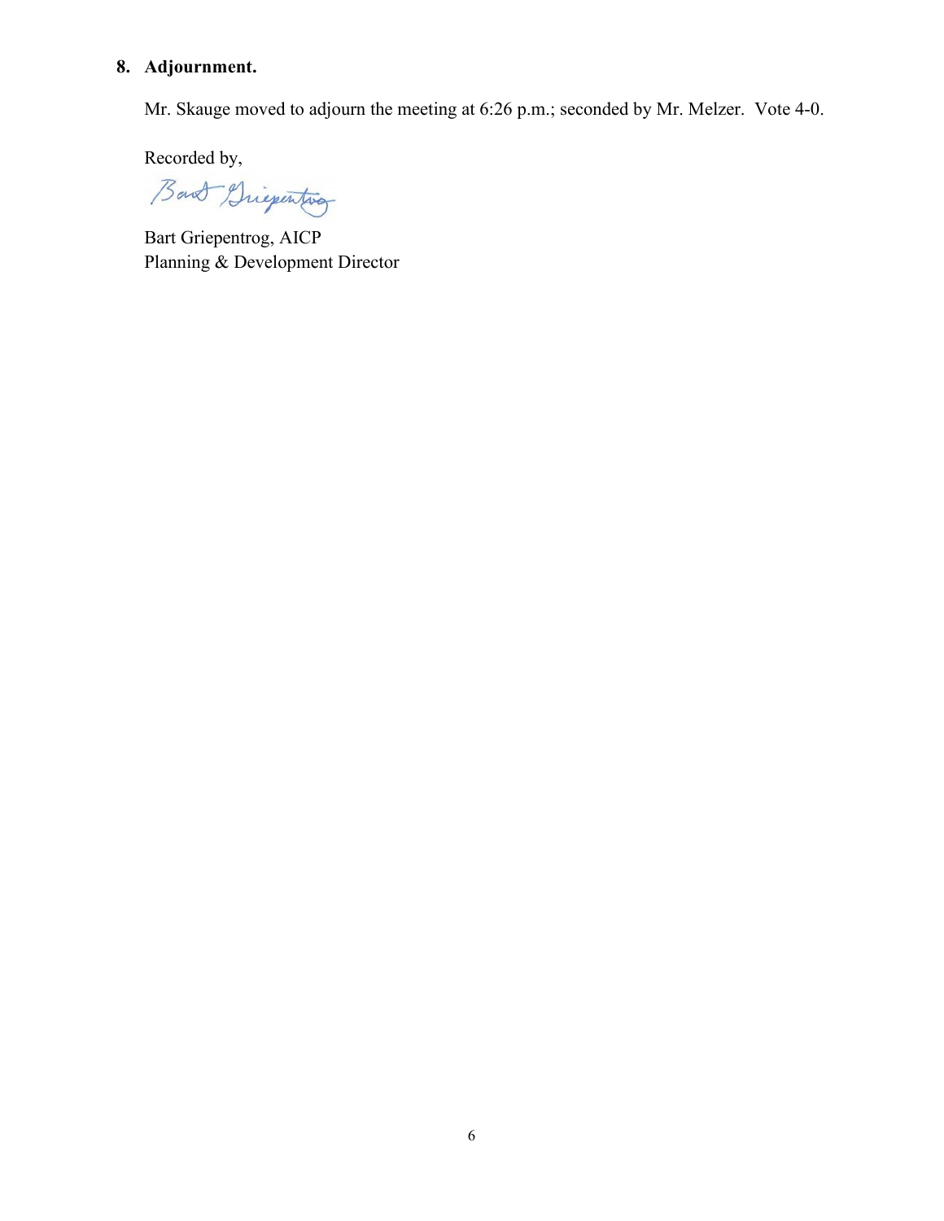**8. Adjournment.**

Mr. Skauge moved to adjourn the meeting at 6:26 p.m.; seconded by Mr. Melzer. Vote 4-0.

Recorded by,

Bart Griepentrog, AICP
Planning & Development Director